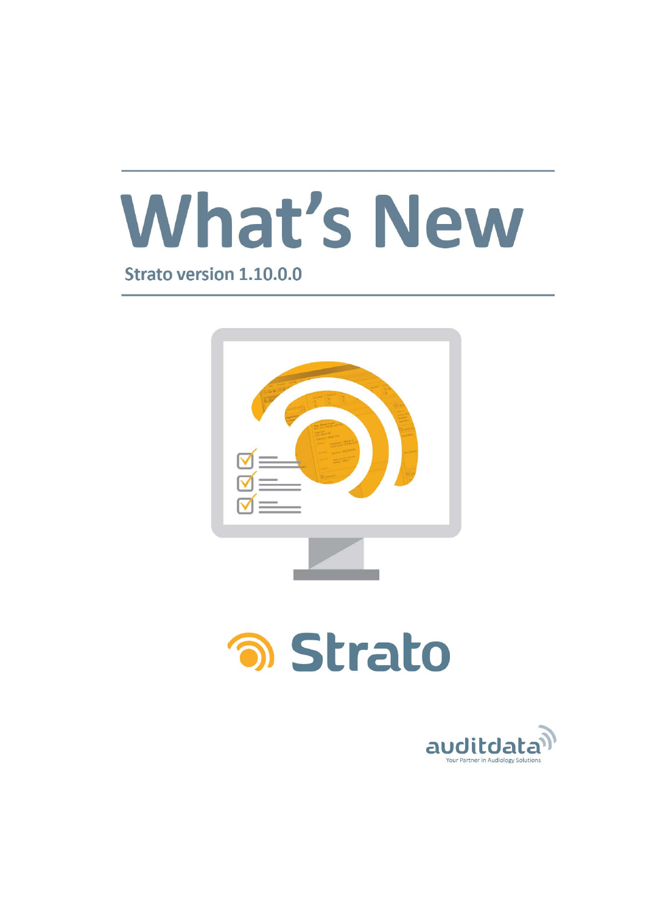# What's New

Strato version 1.10.0.0

Strato

auditdata
Your Partner in Audiology Solutions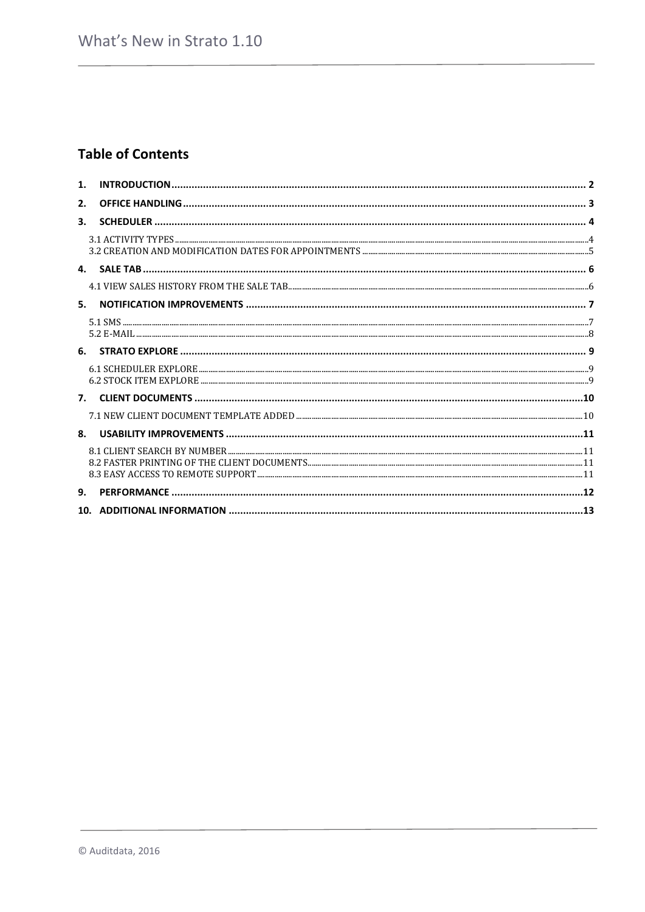## Table of Contents

1. INTRODUCTION ..... 2
2. OFFICE HANDLING ..... 3
3. SCHEDULER ..... 4
   - 3.1 ACTIVITY TYPES ..... 4
   - 3.2 CREATION AND MODIFICATION DATES FOR APPOINTMENTS ..... 5
4. SALE TAB ..... 6
   - 4.1 VIEW SALES HISTORY FROM THE SALE TAB ..... 6
5. NOTIFICATION IMPROVEMENTS ..... 7
   - 5.1 SMS ..... 7
   - 5.2 E-MAIL ..... 8
6. STRATO EXPLORE ..... 9
   - 6.1 SCHEDULER EXPLORE ..... 9
   - 6.2 STOCK ITEM EXPLORE ..... 9
7. CLIENT DOCUMENTS ..... 10
   - 7.1 NEW CLIENT DOCUMENT TEMPLATE ADDED ..... 10
8. USABILITY IMPROVEMENTS ..... 11
   - 8.1 CLIENT SEARCH BY NUMBER ..... 11
   - 8.2 FASTER PRINTING OF THE CLIENT DOCUMENTS ..... 11
   - 8.3 EASY ACCESS TO REMOTE SUPPORT ..... 11
9. PERFORMANCE ..... 12
10. ADDITIONAL INFORMATION ..... 13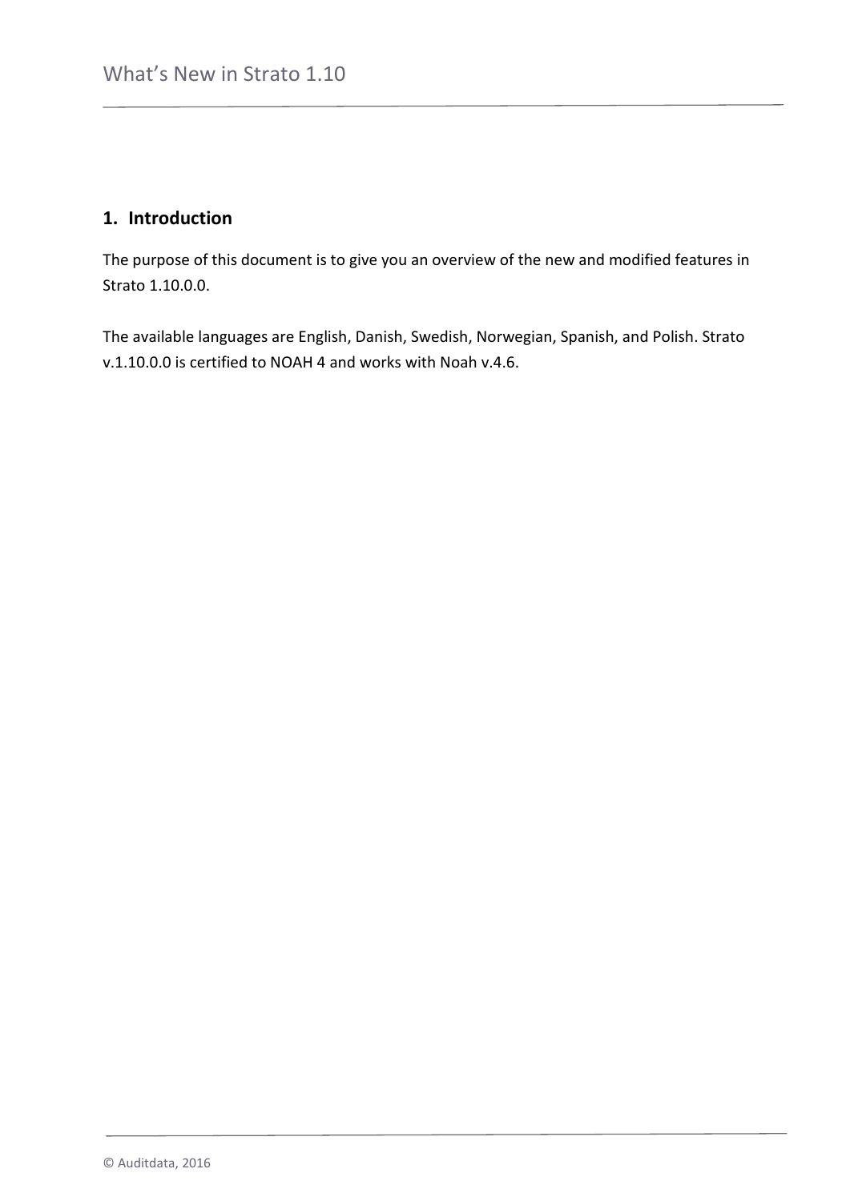## 1. Introduction

The purpose of this document is to give you an overview of the new and modified features in Strato 1.10.0.0.

The available languages are English, Danish, Swedish, Norwegian, Spanish, and Polish. Strato v.1.10.0.0 is certified to NOAH 4 and works with Noah v.4.6.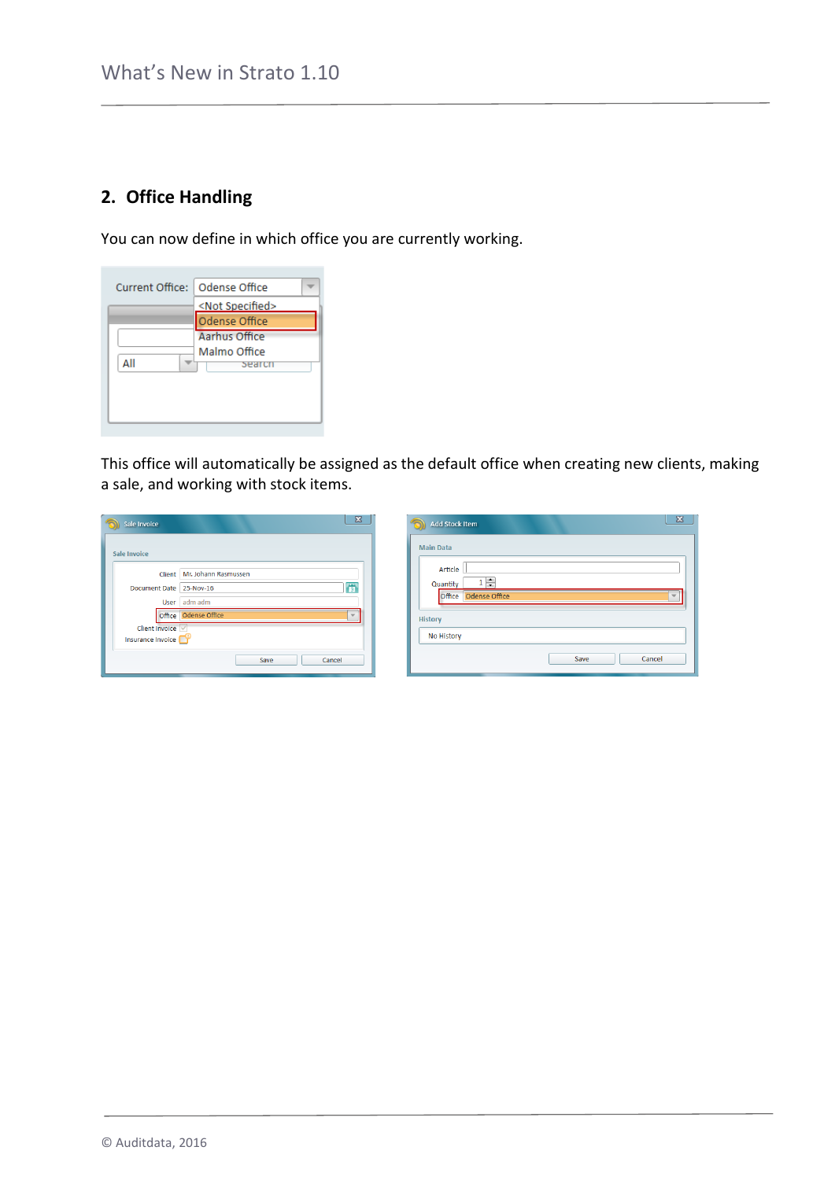## 2. Office Handling

You can now define in which office you are currently working.

This office will automatically be assigned as the default office when creating new clients, making a sale, and working with stock items.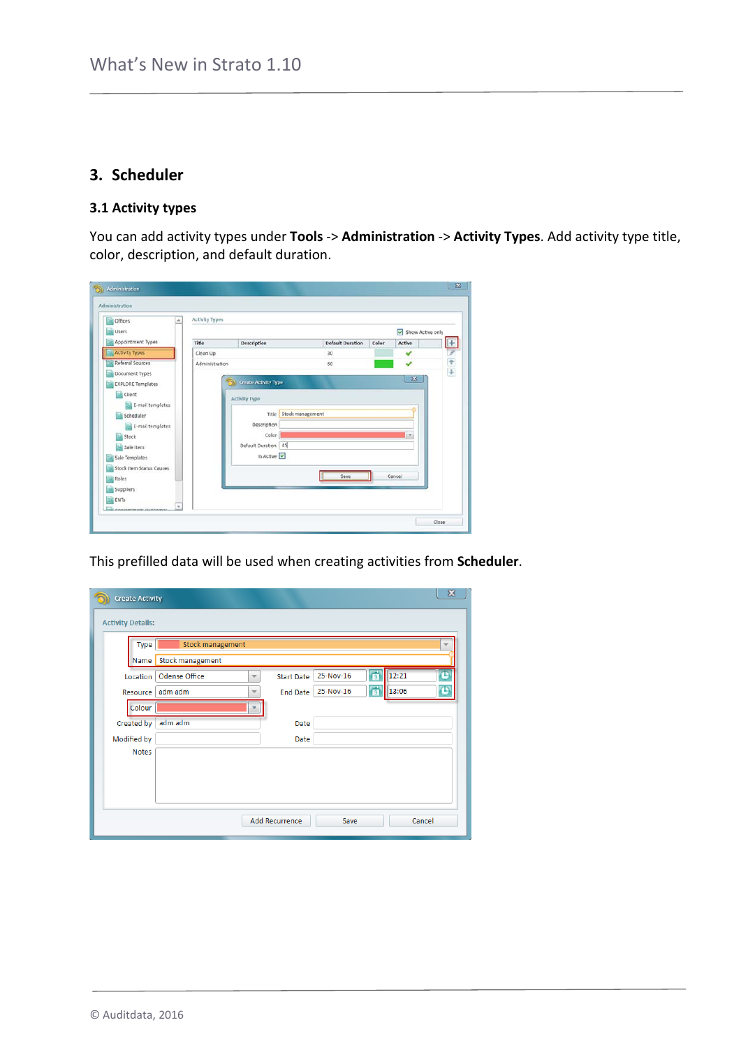## 3. Scheduler

### 3.1 Activity types

You can add activity types under **Tools** -> **Administration** -> **Activity Types**. Add activity type title, color, description, and default duration.

This prefilled data will be used when creating activities from **Scheduler**.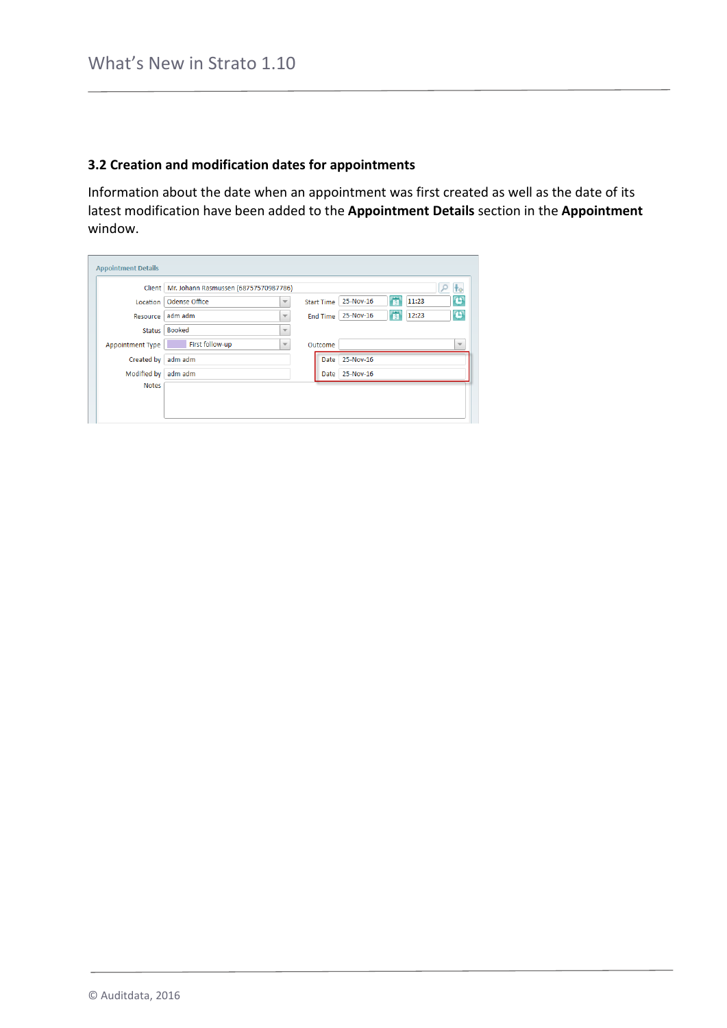### 3.2 Creation and modification dates for appointments

Information about the date when an appointment was first created as well as the date of its latest modification have been added to the **Appointment Details** section in the **Appointment** window.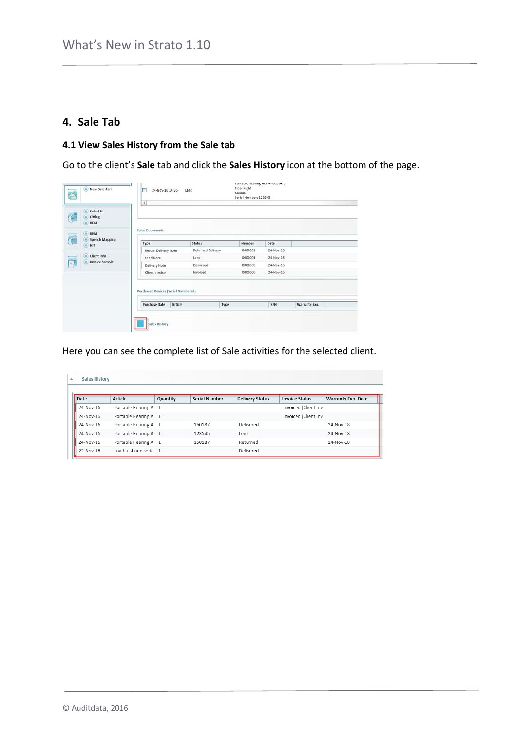## 4. Sale Tab

### 4.1 View Sales History from the Sale tab

Go to the client's **Sale** tab and click the **Sales History** icon at the bottom of the page.

Here you can see the complete list of Sale activities for the selected client.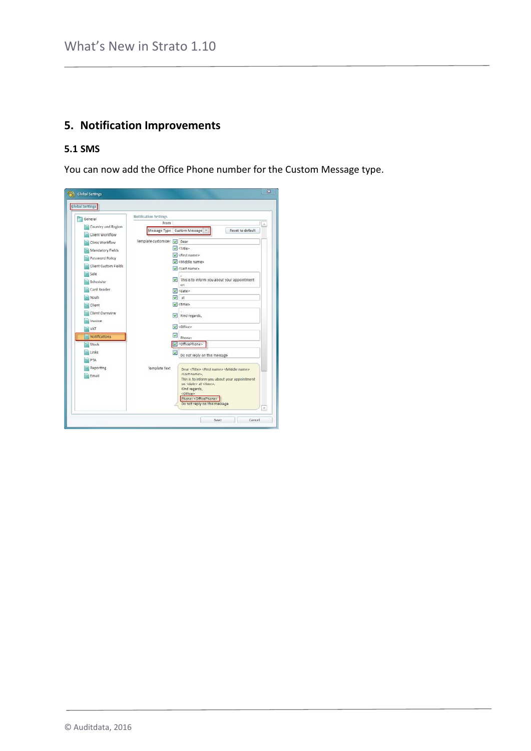## 5. Notification Improvements

### 5.1 SMS

You can now add the Office Phone number for the Custom Message type.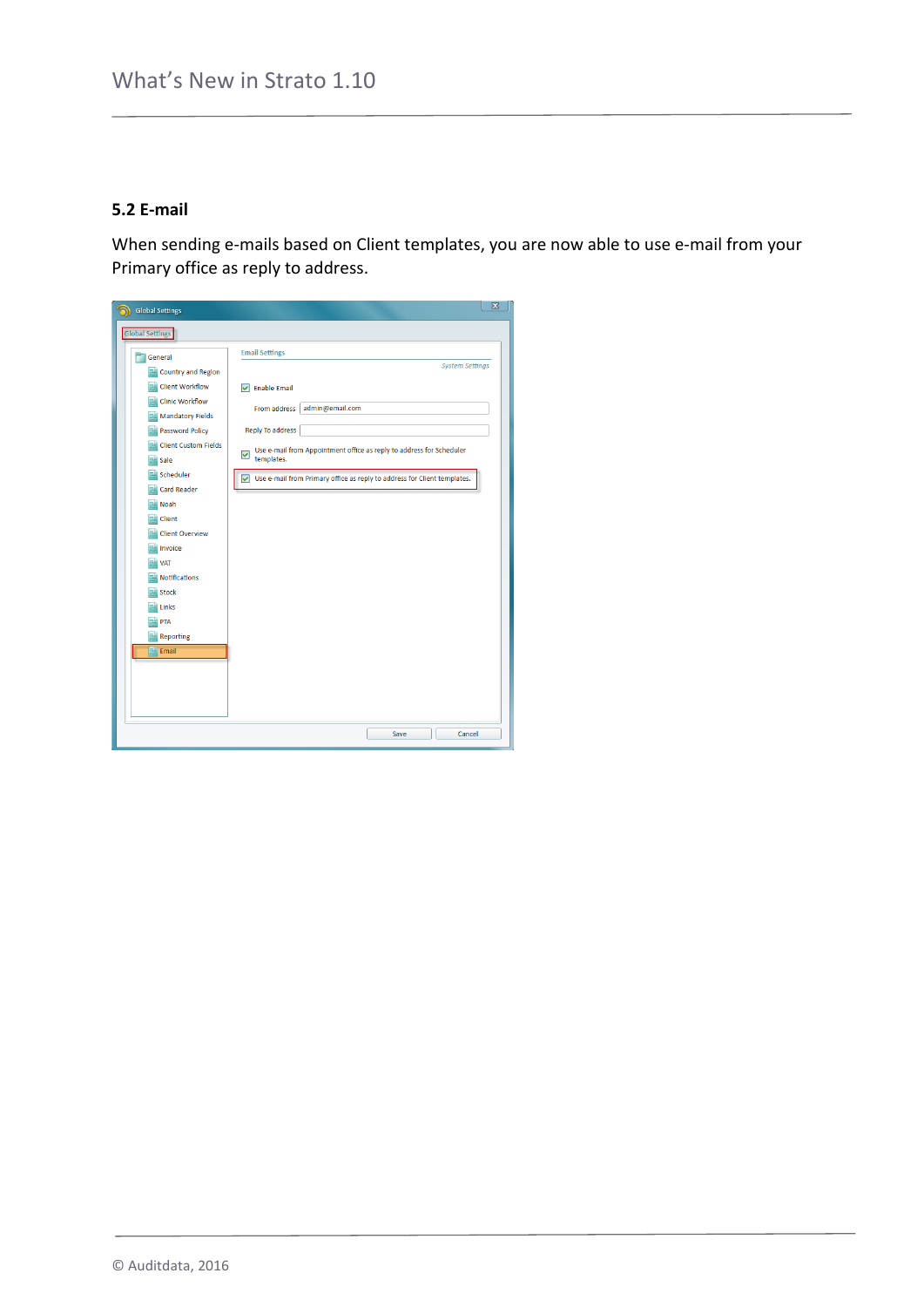### 5.2 E-mail

When sending e-mails based on Client templates, you are now able to use e-mail from your Primary office as reply to address.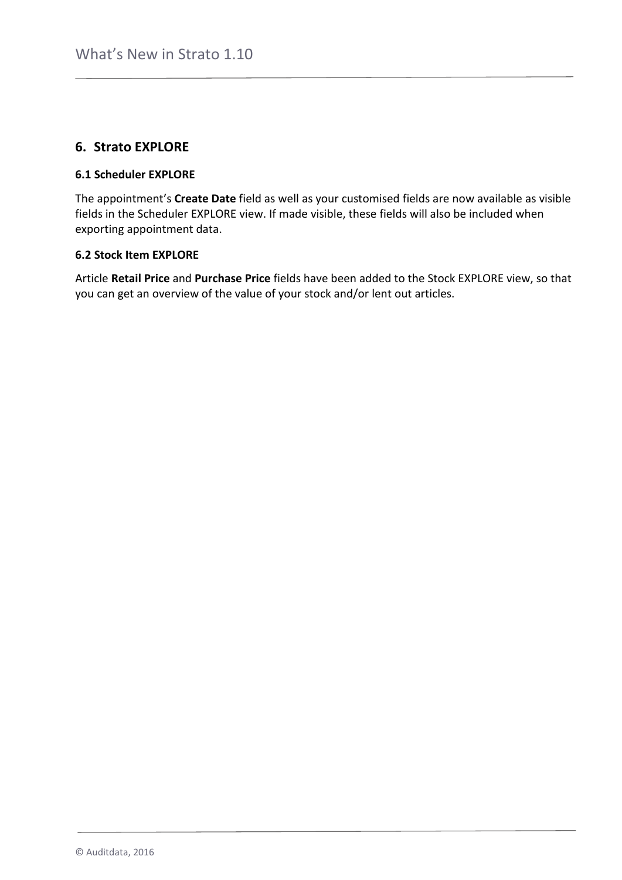## 6. Strato EXPLORE

### 6.1 Scheduler EXPLORE

The appointment's **Create Date** field as well as your customised fields are now available as visible fields in the Scheduler EXPLORE view. If made visible, these fields will also be included when exporting appointment data.

### 6.2 Stock Item EXPLORE

Article **Retail Price** and **Purchase Price** fields have been added to the Stock EXPLORE view, so that you can get an overview of the value of your stock and/or lent out articles.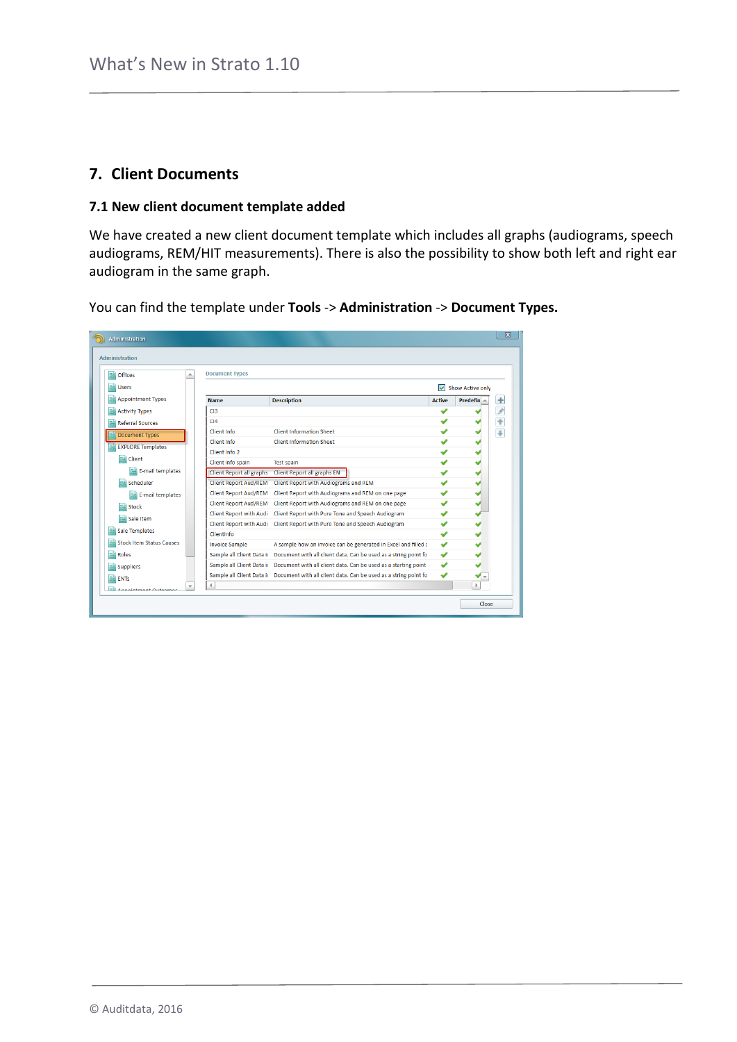## 7. Client Documents

### 7.1 New client document template added

We have created a new client document template which includes all graphs (audiograms, speech audiograms, REM/HIT measurements). There is also the possibility to show both left and right ear audiogram in the same graph.

You can find the template under **Tools** -> **Administration** -> **Document Types.**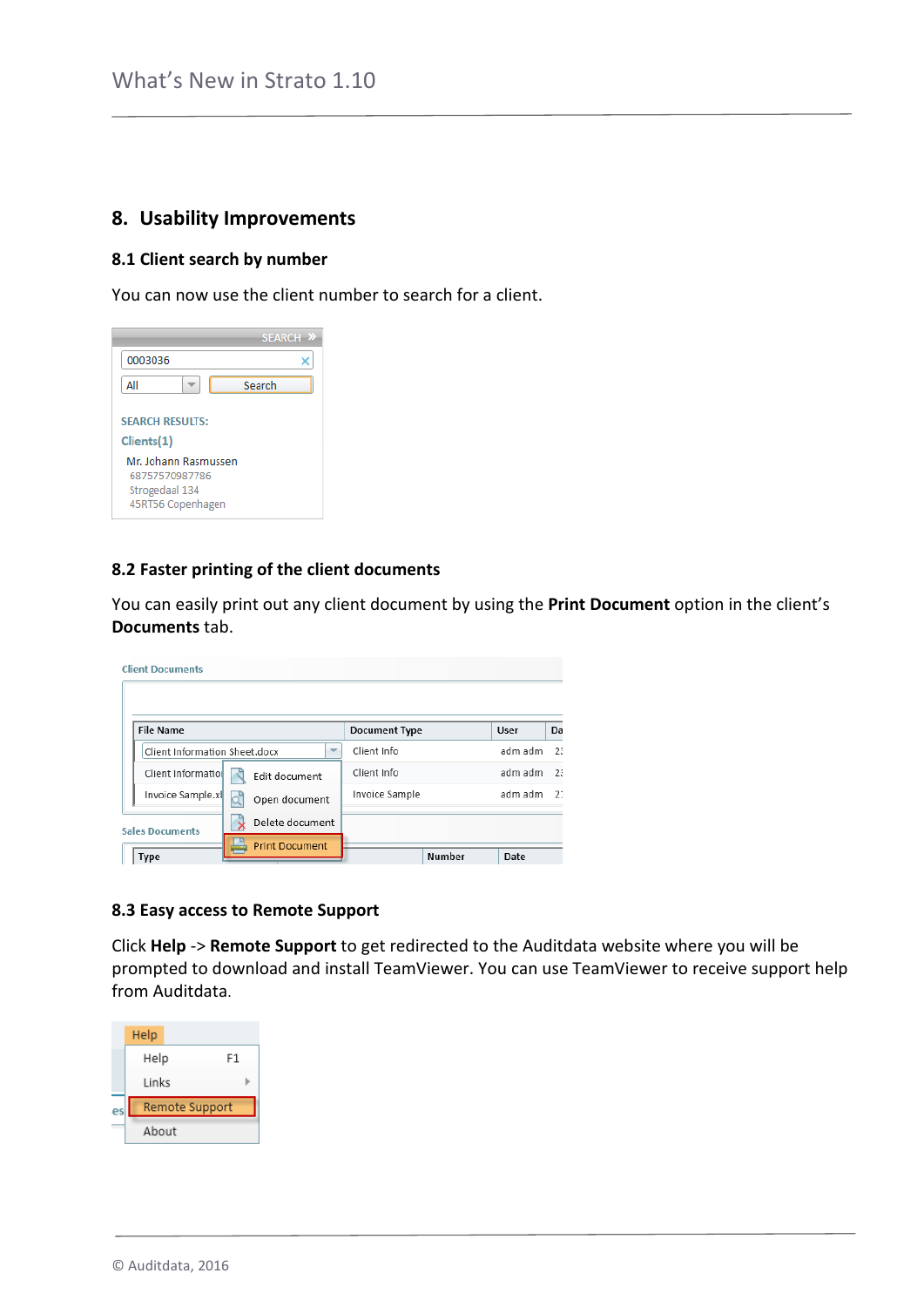# 8. Usability Improvements

## 8.1 Client search by number

You can now use the client number to search for a client.

## 8.2 Faster printing of the client documents

You can easily print out any client document by using the **Print Document** option in the client's **Documents** tab.

## 8.3 Easy access to Remote Support

Click **Help** -> **Remote Support** to get redirected to the Auditdata website where you will be prompted to download and install TeamViewer. You can use TeamViewer to receive support help from Auditdata.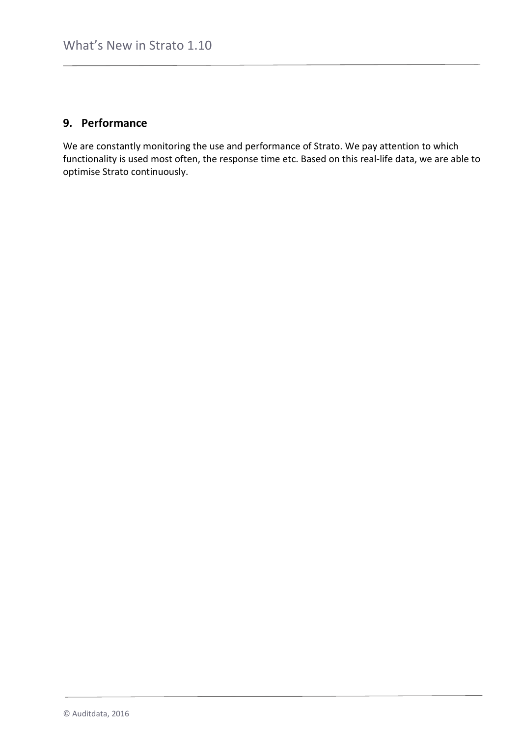## 9. Performance

We are constantly monitoring the use and performance of Strato. We pay attention to which functionality is used most often, the response time etc. Based on this real-life data, we are able to optimise Strato continuously.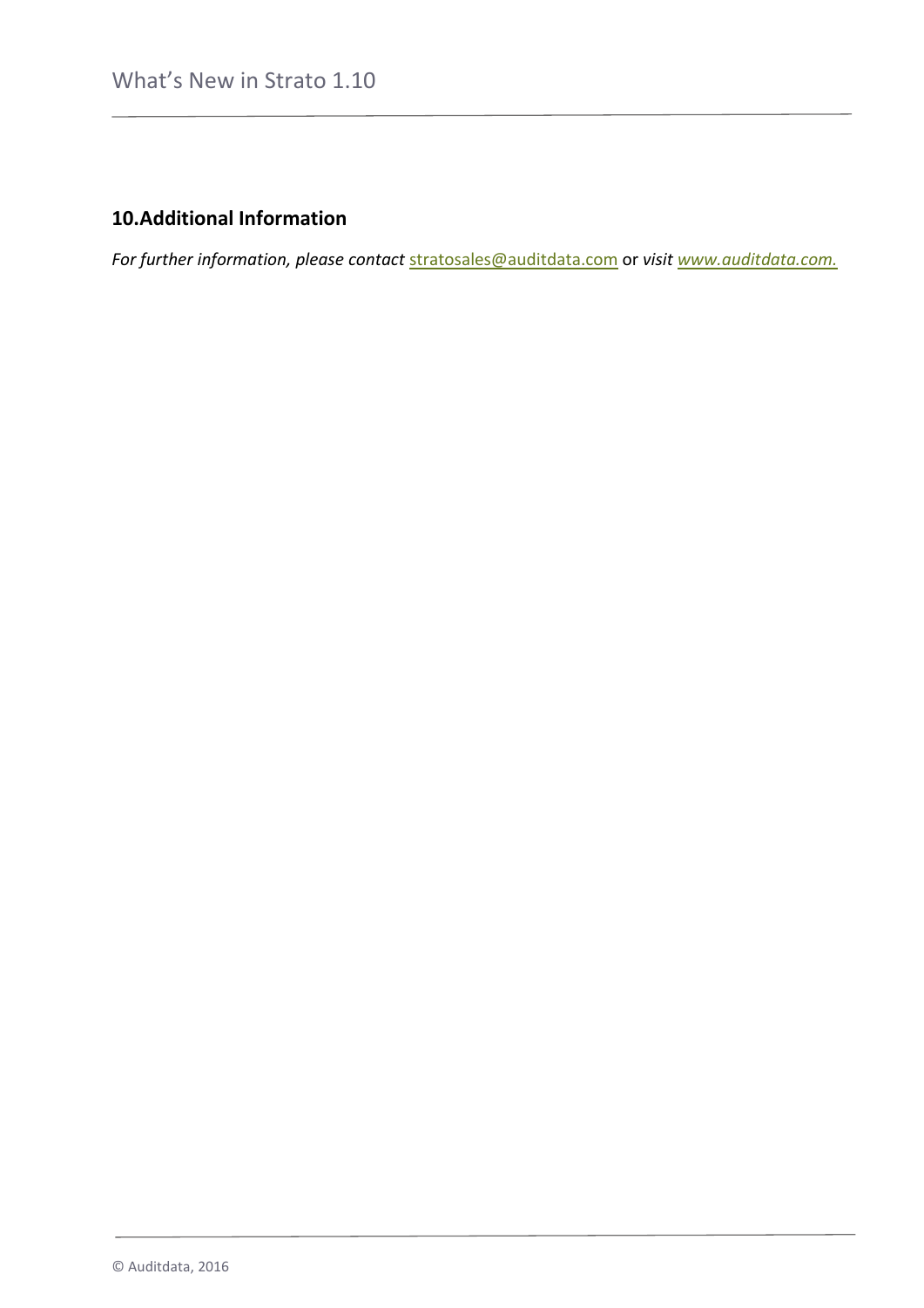## 10. Additional Information

*For further information, please contact* stratosales@auditdata.com or *visit* *www.auditdata.com.*

© Auditdata, 2016